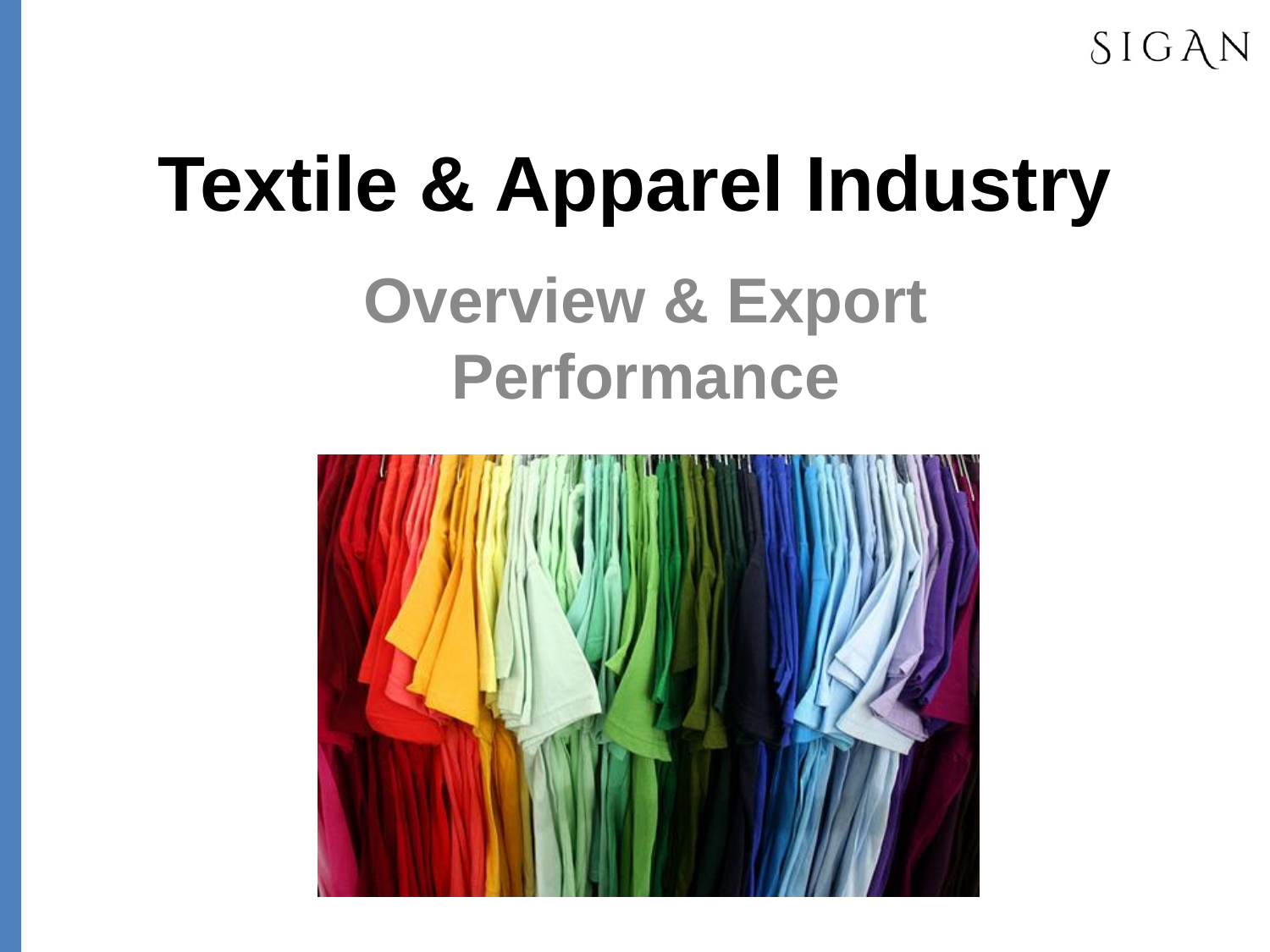SIGAN

# Textile & Apparel Industry

## Overview & Export Performance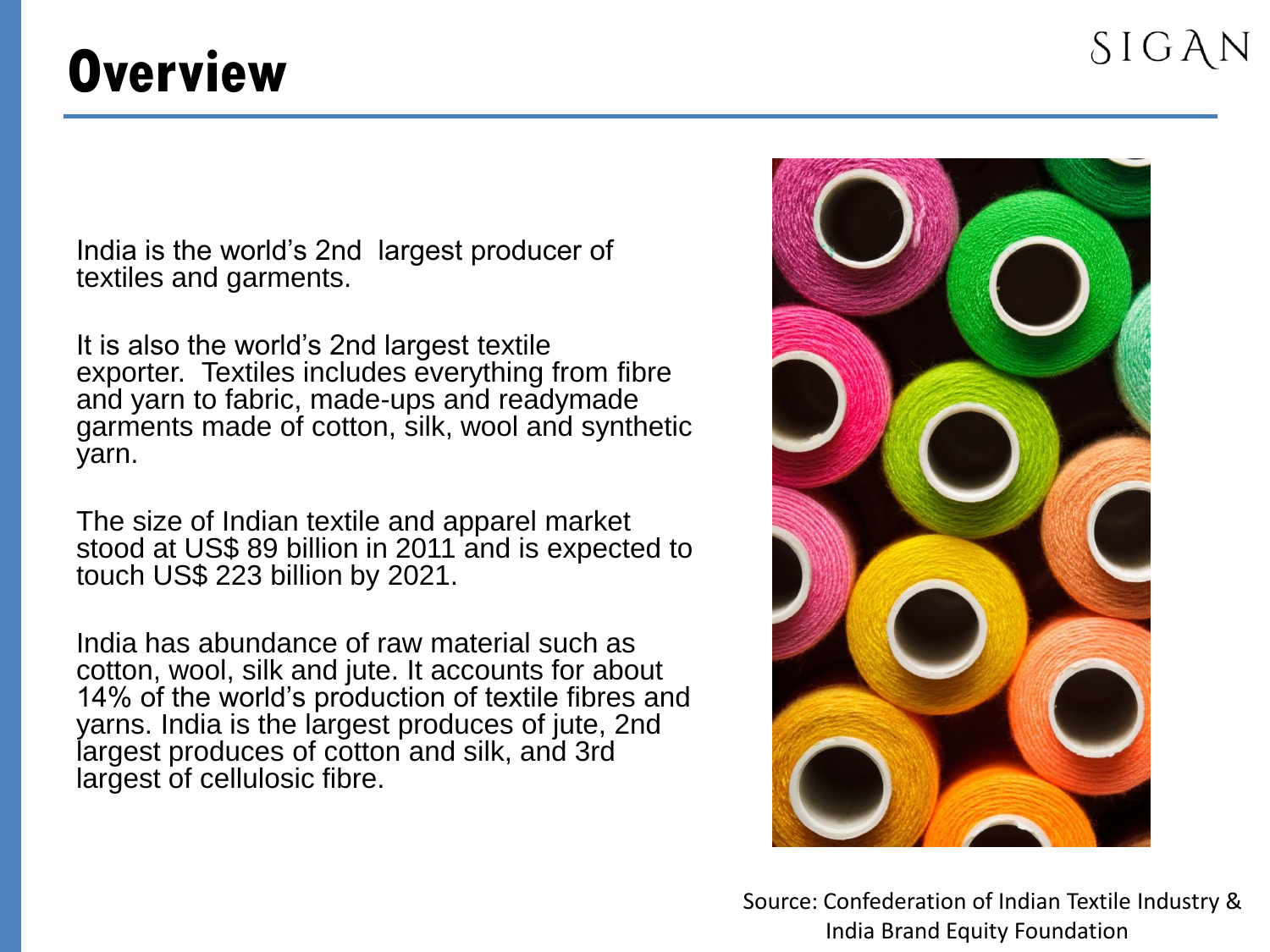# Overview

India is the world's 2nd largest producer of textiles and garments.

It is also the world's 2nd largest textile exporter. Textiles includes everything from fibre and yarn to fabric, made-ups and readymade garments made of cotton, silk, wool and synthetic yarn.

The size of Indian textile and apparel market stood at US$ 89 billion in 2011 and is expected to touch US$ 223 billion by 2021.

India has abundance of raw material such as cotton, wool, silk and jute. It accounts for about 14% of the world's production of textile fibres and yarns. India is the largest produces of jute, 2nd largest produces of cotton and silk, and 3rd largest of cellulosic fibre.

Source: Confederation of Indian Textile Industry & India Brand Equity Foundation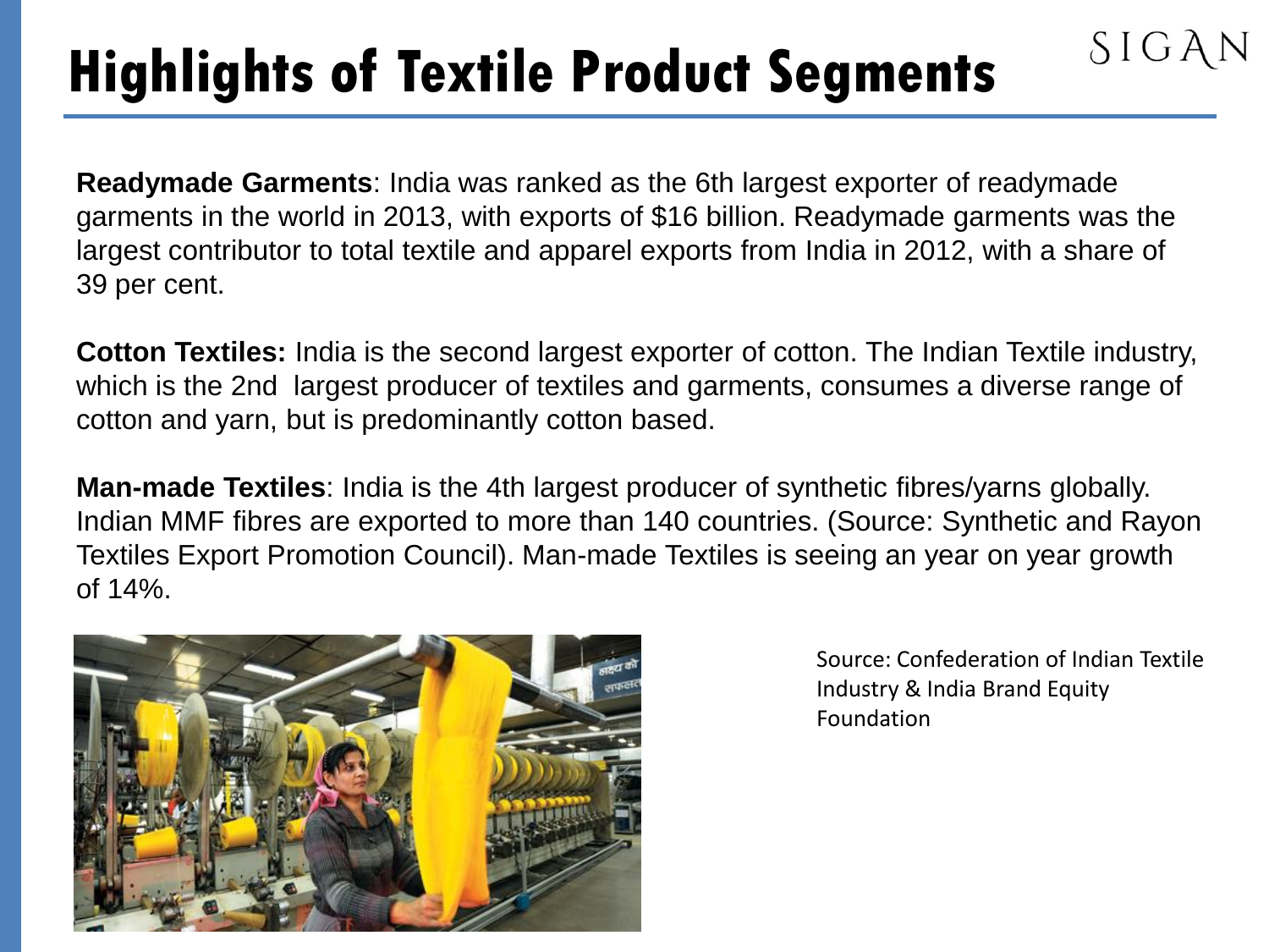# Highlights of Textile Product Segments

**Readymade Garments**: India was ranked as the 6th largest exporter of readymade garments in the world in 2013, with exports of $16 billion. Readymade garments was the largest contributor to total textile and apparel exports from India in 2012, with a share of 39 per cent.

**Cotton Textiles:** India is the second largest exporter of cotton. The Indian Textile industry, which is the 2nd largest producer of textiles and garments, consumes a diverse range of cotton and yarn, but is predominantly cotton based.

**Man-made Textiles**: India is the 4th largest producer of synthetic fibres/yarns globally. Indian MMF fibres are exported to more than 140 countries. (Source: Synthetic and Rayon Textiles Export Promotion Council). Man-made Textiles is seeing an year on year growth of 14%.

Source: Confederation of Indian Textile Industry & India Brand Equity Foundation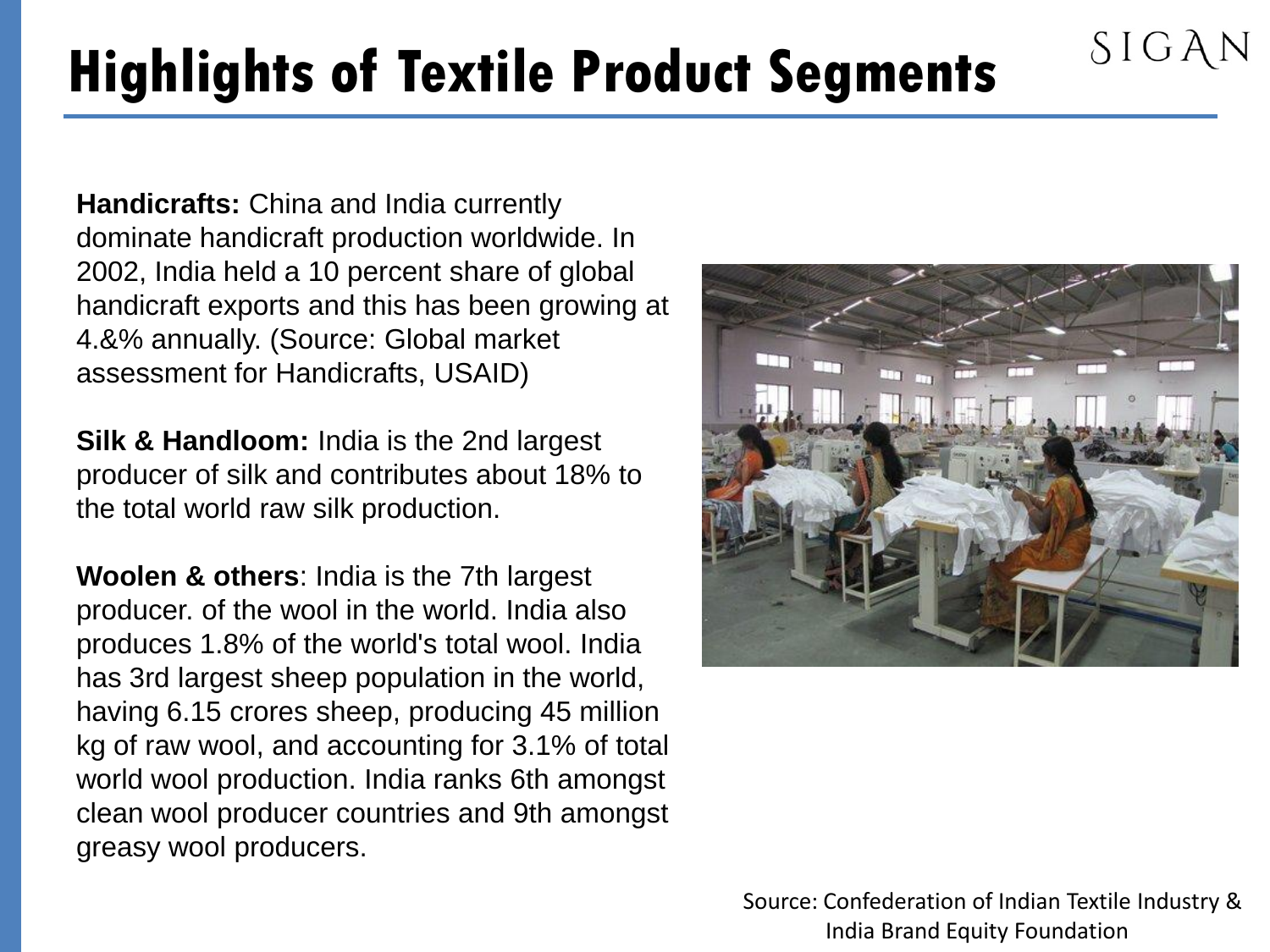# Highlights of Textile Product Segments

**Handicrafts:** China and India currently dominate handicraft production worldwide. In 2002, India held a 10 percent share of global handicraft exports and this has been growing at 4.&% annually. (Source: Global market assessment for Handicrafts, USAID)

**Silk & Handloom:** India is the 2nd largest producer of silk and contributes about 18% to the total world raw silk production.

**Woolen & others**: India is the 7th largest producer. of the wool in the world. India also produces 1.8% of the world's total wool. India has 3rd largest sheep population in the world, having 6.15 crores sheep, producing 45 million kg of raw wool, and accounting for 3.1% of total world wool production. India ranks 6th amongst clean wool producer countries and 9th amongst greasy wool producers.

Source: Confederation of Indian Textile Industry & India Brand Equity Foundation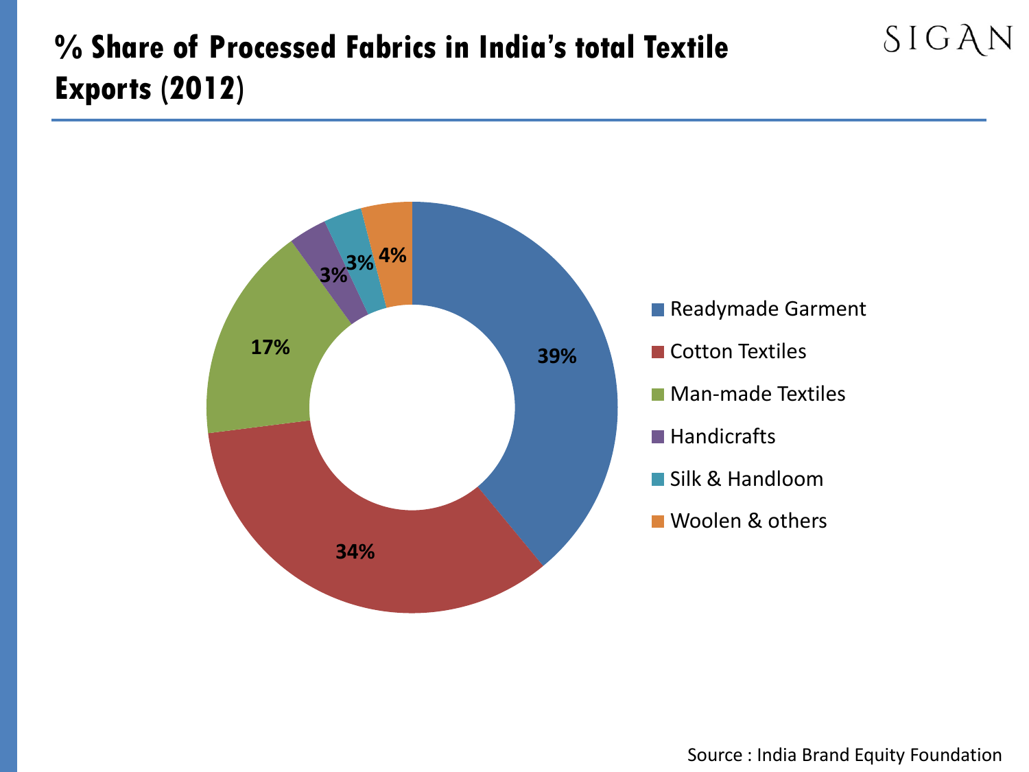# % Share of Processed Fabrics in India's total Textile Exports (2012)

SIGAN

39%
34%
17%
3%
3%
4%

Readymade Garment
Cotton Textiles
Man-made Textiles
Handicrafts
Silk & Handloom
Woolen & others

Source : India Brand Equity Foundation